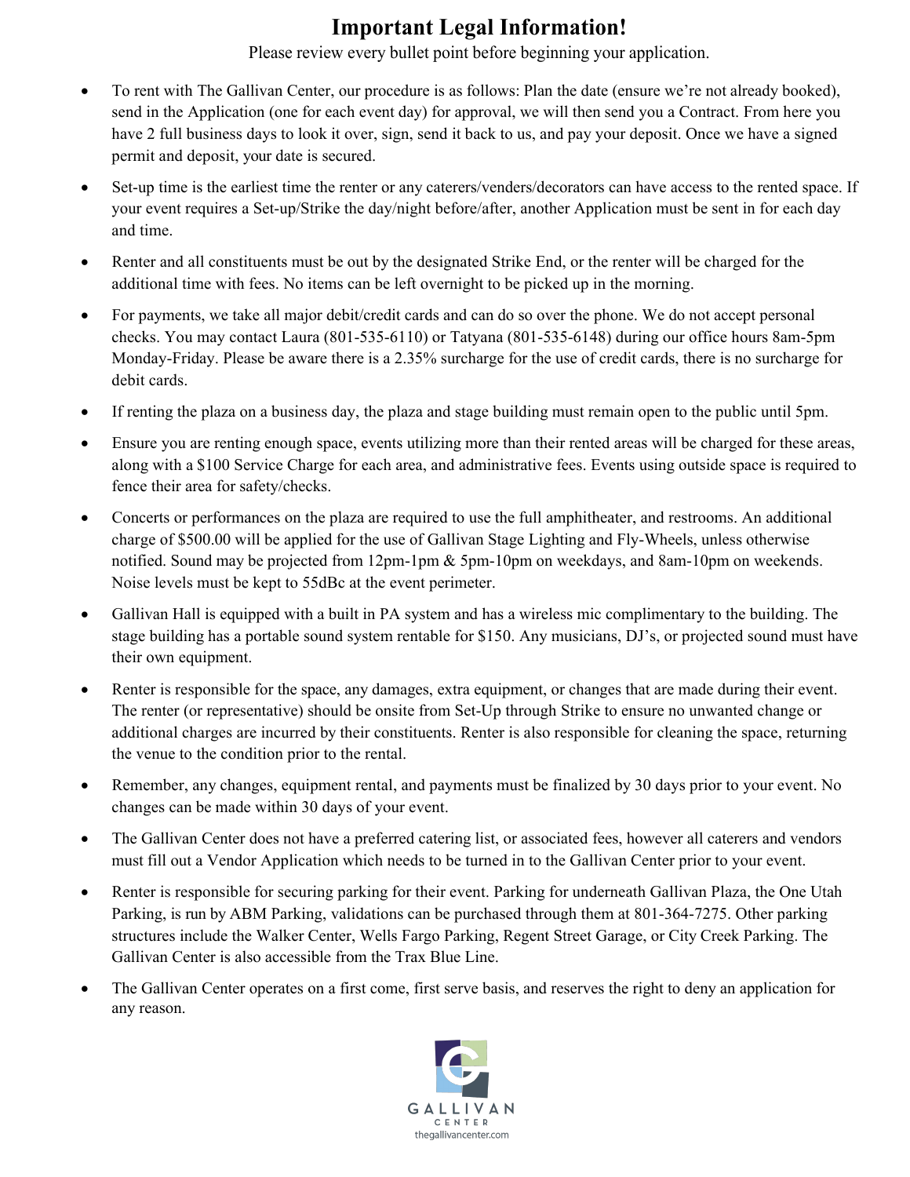# Important Legal Information!

Please review every bullet point before beginning your application.

- To rent with The Gallivan Center, our procedure is as follows: Plan the date (ensure we're not already booked), send in the Application (one for each event day) for approval, we will then send you a Contract. From here you have 2 full business days to look it over, sign, send it back to us, and pay your deposit. Once we have a signed permit and deposit, your date is secured.
- Set-up time is the earliest time the renter or any caterers/venders/decorators can have access to the rented space. If your event requires a Set-up/Strike the day/night before/after, another Application must be sent in for each day and time.
- Renter and all constituents must be out by the designated Strike End, or the renter will be charged for the additional time with fees. No items can be left overnight to be picked up in the morning.
- For payments, we take all major debit/credit cards and can do so over the phone. We do not accept personal checks. You may contact Laura (801-535-6110) or Tatyana (801-535-6148) during our office hours 8am-5pm Monday-Friday. Please be aware there is a 2.35% surcharge for the use of credit cards, there is no surcharge for debit cards.
- If renting the plaza on a business day, the plaza and stage building must remain open to the public until 5pm.
- Ensure you are renting enough space, events utilizing more than their rented areas will be charged for these areas, along with a $100 Service Charge for each area, and administrative fees. Events using outside space is required to fence their area for safety/checks.
- Concerts or performances on the plaza are required to use the full amphitheater, and restrooms. An additional charge of $500.00 will be applied for the use of Gallivan Stage Lighting and Fly-Wheels, unless otherwise notified. Sound may be projected from 12pm-1pm & 5pm-10pm on weekdays, and 8am-10pm on weekends. Noise levels must be kept to 55dBc at the event perimeter.
- Gallivan Hall is equipped with a built in PA system and has a wireless mic complimentary to the building. The stage building has a portable sound system rentable for $150. Any musicians, DJ's, or projected sound must have their own equipment.
- Renter is responsible for the space, any damages, extra equipment, or changes that are made during their event. The renter (or representative) should be onsite from Set-Up through Strike to ensure no unwanted change or additional charges are incurred by their constituents. Renter is also responsible for cleaning the space, returning the venue to the condition prior to the rental.
- Remember, any changes, equipment rental, and payments must be finalized by 30 days prior to your event. No changes can be made within 30 days of your event.
- The Gallivan Center does not have a preferred catering list, or associated fees, however all caterers and vendors must fill out a Vendor Application which needs to be turned in to the Gallivan Center prior to your event.
- Renter is responsible for securing parking for their event. Parking for underneath Gallivan Plaza, the One Utah Parking, is run by ABM Parking, validations can be purchased through them at 801-364-7275. Other parking structures include the Walker Center, Wells Fargo Parking, Regent Street Garage, or City Creek Parking. The Gallivan Center is also accessible from the Trax Blue Line.
- The Gallivan Center operates on a first come, first serve basis, and reserves the right to deny an application for any reason.

GALLIVAN CENTER

thegallivancenter.com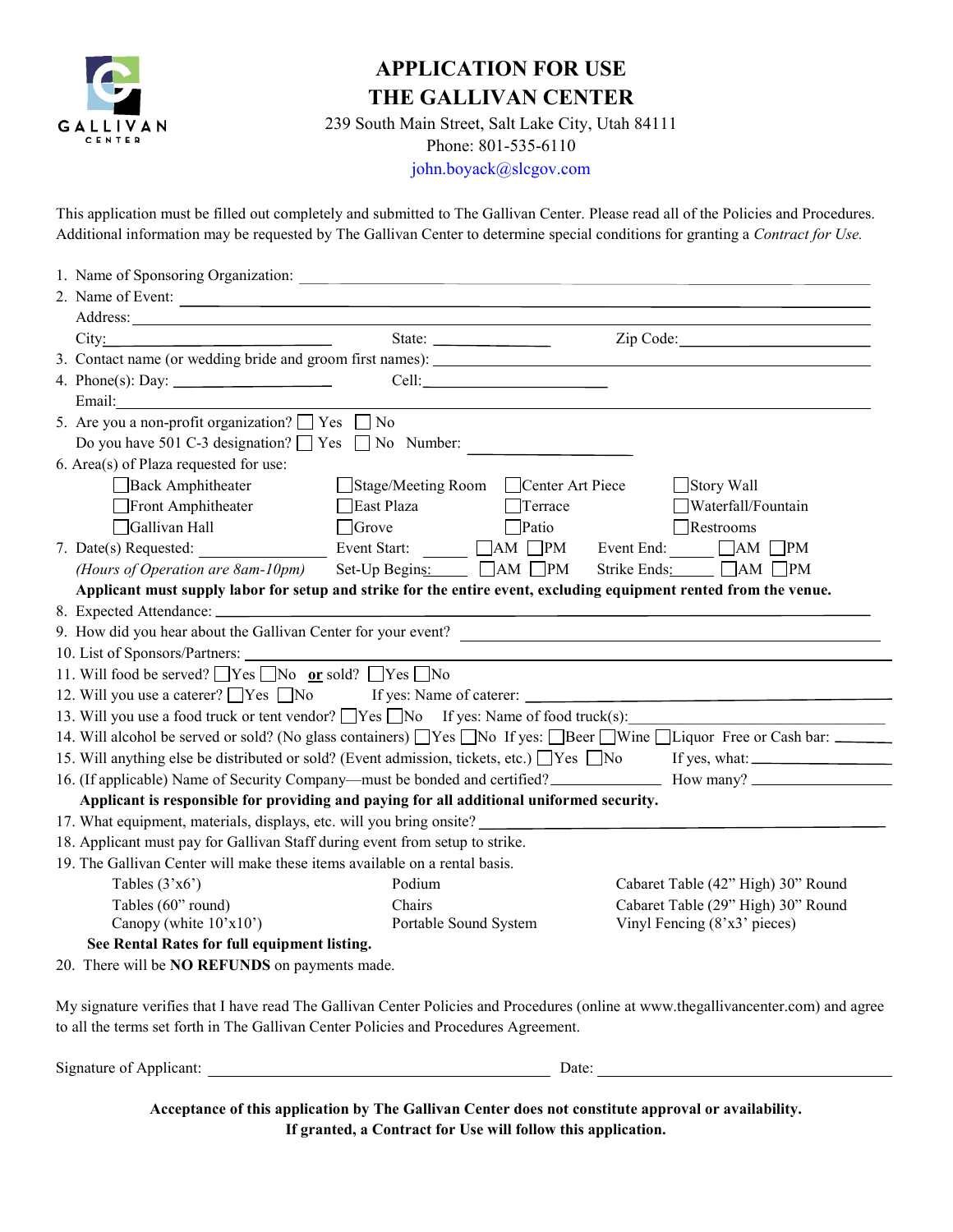# APPLICATION FOR USE
# THE GALLIVAN CENTER

239 South Main Street, Salt Lake City, Utah 84111
Phone: 801-535-6110
john.boyack@slcgov.com

This application must be filled out completely and submitted to The Gallivan Center. Please read all of the Policies and Procedures. Additional information may be requested by The Gallivan Center to determine special conditions for granting a *Contract for Use.*

1. Name of Sponsoring Organization: ______________________________
2. Name of Event: ______________________________
   Address: ______________________________
   City: ______________ State: ______________ Zip Code: ______________
3. Contact name (or wedding bride and groom first names): ______________________________
4. Phone(s): Day: ______________ Cell: ______________
   Email: ______________________________
5. Are you a non-profit organization? ☐ Yes ☐ No
   Do you have 501 C-3 designation? ☐ Yes ☐ No Number: ______________
6. Area(s) of Plaza requested for use:
   - ☐ Back Amphitheater ☐ Stage/Meeting Room ☐ Center Art Piece ☐ Story Wall
   - ☐ Front Amphitheater ☐ East Plaza ☐ Terrace ☐ Waterfall/Fountain
   - ☐ Gallivan Hall ☐ Grove ☐ Patio ☐ Restrooms
7. Date(s) Requested: ______________ Event Start: _____ ☐ AM ☐ PM Event End: _____ ☐ AM ☐ PM
   *(Hours of Operation are 8am-10pm)* Set-Up Begins: _____ ☐ AM ☐ PM Strike Ends: _____ ☐ AM ☐ PM
   **Applicant must supply labor for setup and strike for the entire event, excluding equipment rented from the venue.**
8. Expected Attendance: ______________________________
9. How did you hear about the Gallivan Center for your event? ______________________________
10. List of Sponsors/Partners: ______________________________
11. Will food be served? ☐ Yes ☐ No **or** sold? ☐ Yes ☐ No
12. Will you use a caterer? ☐ Yes ☐ No If yes: Name of caterer: ______________
13. Will you use a food truck or tent vendor? ☐ Yes ☐ No If yes: Name of food truck(s): ______________
14. Will alcohol be served or sold? (No glass containers) ☐ Yes ☐ No If yes: ☐ Beer ☐ Wine ☐ Liquor Free or Cash bar: ______
15. Will anything else be distributed or sold? (Event admission, tickets, etc.) ☐ Yes ☐ No If yes, what: ______________
16. (If applicable) Name of Security Company—must be bonded and certified? ______________ How many? ______________
    **Applicant is responsible for providing and paying for all additional uniformed security.**
17. What equipment, materials, displays, etc. will you bring onsite? ______________________________
18. Applicant must pay for Gallivan Staff during event from setup to strike.
19. The Gallivan Center will make these items available on a rental basis.

| | | |
|---|---|---|
| Tables (3'x6') | Podium | Cabaret Table (42" High) 30" Round |
| Tables (60" round) | Chairs | Cabaret Table (29" High) 30" Round |
| Canopy (white 10'x10') | Portable Sound System | Vinyl Fencing (8'x3' pieces) |

**See Rental Rates for full equipment listing.**

20. There will be **NO REFUNDS** on payments made.

My signature verifies that I have read The Gallivan Center Policies and Procedures (online at www.thegallivancenter.com) and agree to all the terms set forth in The Gallivan Center Policies and Procedures Agreement.

Signature of Applicant: ______________________________ Date: ______________

**Acceptance of this application by The Gallivan Center does not constitute approval or availability.**
**If granted, a Contract for Use will follow this application.**